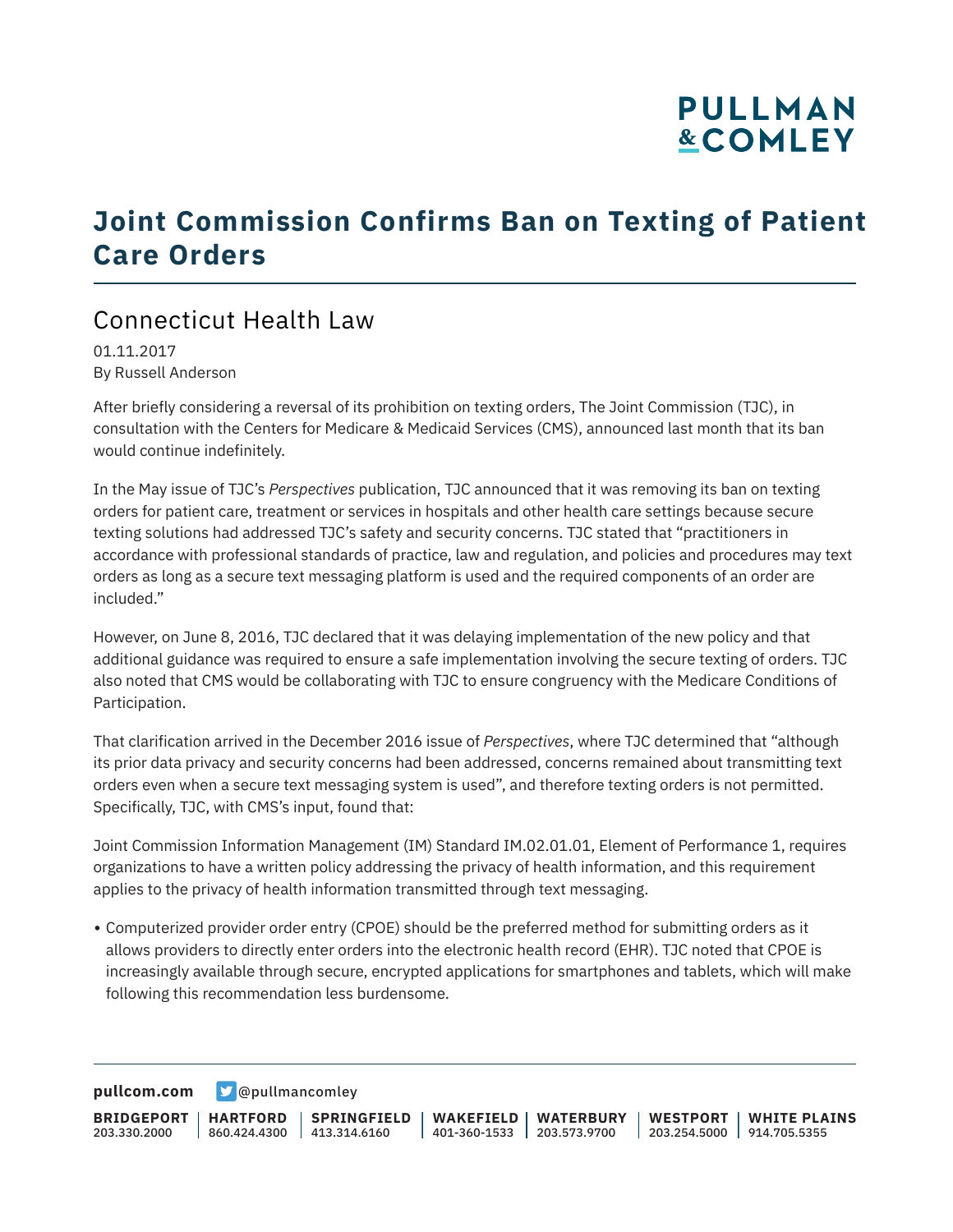# Joint Commission Confirms Ban on Texting of Patient Care Orders

## Connecticut Health Law

01.11.2017
By Russell Anderson

After briefly considering a reversal of its prohibition on texting orders, The Joint Commission (TJC), in consultation with the Centers for Medicare & Medicaid Services (CMS), announced last month that its ban would continue indefinitely.

In the May issue of TJC's *Perspectives* publication, TJC announced that it was removing its ban on texting orders for patient care, treatment or services in hospitals and other health care settings because secure texting solutions had addressed TJC's safety and security concerns. TJC stated that "practitioners in accordance with professional standards of practice, law and regulation, and policies and procedures may text orders as long as a secure text messaging platform is used and the required components of an order are included."

However, on June 8, 2016, TJC declared that it was delaying implementation of the new policy and that additional guidance was required to ensure a safe implementation involving the secure texting of orders. TJC also noted that CMS would be collaborating with TJC to ensure congruency with the Medicare Conditions of Participation.

That clarification arrived in the December 2016 issue of *Perspectives*, where TJC determined that "although its prior data privacy and security concerns had been addressed, concerns remained about transmitting text orders even when a secure text messaging system is used", and therefore texting orders is not permitted. Specifically, TJC, with CMS's input, found that:

Joint Commission Information Management (IM) Standard IM.02.01.01, Element of Performance 1, requires organizations to have a written policy addressing the privacy of health information, and this requirement applies to the privacy of health information transmitted through text messaging.

- Computerized provider order entry (CPOE) should be the preferred method for submitting orders as it allows providers to directly enter orders into the electronic health record (EHR). TJC noted that CPOE is increasingly available through secure, encrypted applications for smartphones and tablets, which will make following this recommendation less burdensome.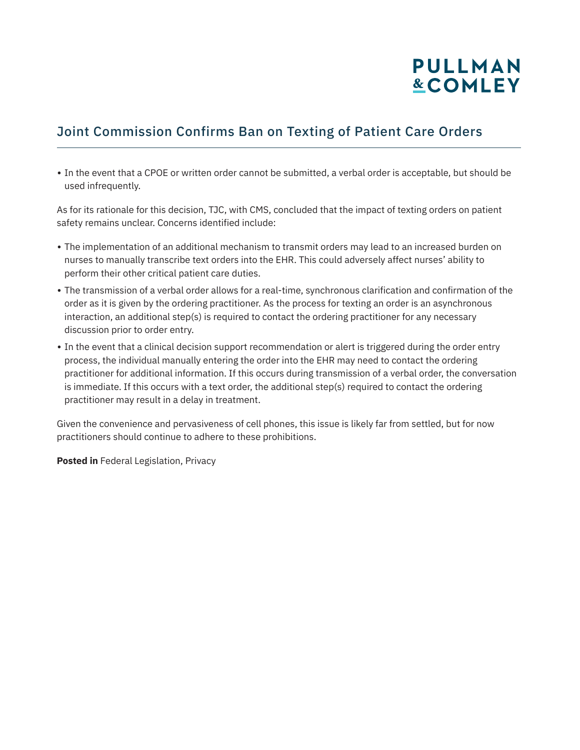- In the event that a CPOE or written order cannot be submitted, a verbal order is acceptable, but should be used infrequently.

As for its rationale for this decision, TJC, with CMS, concluded that the impact of texting orders on patient safety remains unclear. Concerns identified include:

- The implementation of an additional mechanism to transmit orders may lead to an increased burden on nurses to manually transcribe text orders into the EHR. This could adversely affect nurses' ability to perform their other critical patient care duties.
- The transmission of a verbal order allows for a real-time, synchronous clarification and confirmation of the order as it is given by the ordering practitioner. As the process for texting an order is an asynchronous interaction, an additional step(s) is required to contact the ordering practitioner for any necessary discussion prior to order entry.
- In the event that a clinical decision support recommendation or alert is triggered during the order entry process, the individual manually entering the order into the EHR may need to contact the ordering practitioner for additional information. If this occurs during transmission of a verbal order, the conversation is immediate. If this occurs with a text order, the additional step(s) required to contact the ordering practitioner may result in a delay in treatment.

Given the convenience and pervasiveness of cell phones, this issue is likely far from settled, but for now practitioners should continue to adhere to these prohibitions.

**Posted in** Federal Legislation, Privacy